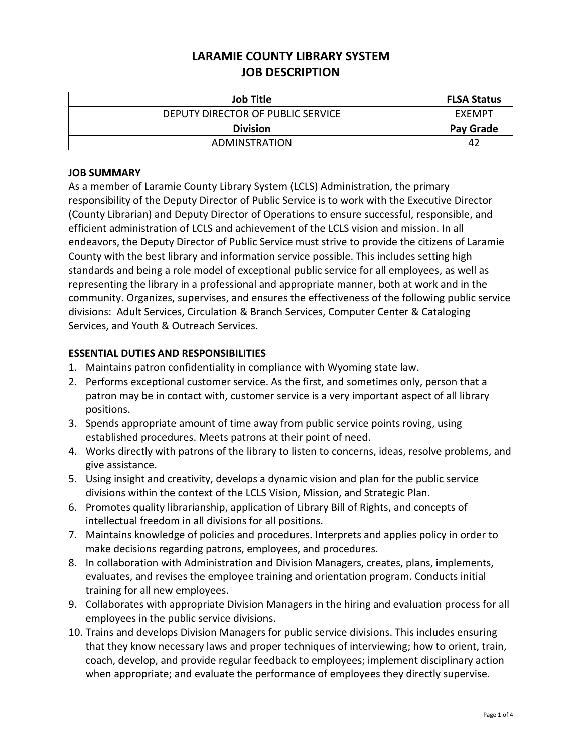# LARAMIE COUNTY LIBRARY SYSTEM
# JOB DESCRIPTION

| Job Title | FLSA Status |
|---|---|
| DEPUTY DIRECTOR OF PUBLIC SERVICE | EXEMPT |
| **Division** | **Pay Grade** |
| ADMINSTRATION | 42 |

## JOB SUMMARY

As a member of Laramie County Library System (LCLS) Administration, the primary responsibility of the Deputy Director of Public Service is to work with the Executive Director (County Librarian) and Deputy Director of Operations to ensure successful, responsible, and efficient administration of LCLS and achievement of the LCLS vision and mission. In all endeavors, the Deputy Director of Public Service must strive to provide the citizens of Laramie County with the best library and information service possible. This includes setting high standards and being a role model of exceptional public service for all employees, as well as representing the library in a professional and appropriate manner, both at work and in the community. Organizes, supervises, and ensures the effectiveness of the following public service divisions: Adult Services, Circulation & Branch Services, Computer Center & Cataloging Services, and Youth & Outreach Services.

## ESSENTIAL DUTIES AND RESPONSIBILITIES

1. Maintains patron confidentiality in compliance with Wyoming state law.
2. Performs exceptional customer service. As the first, and sometimes only, person that a patron may be in contact with, customer service is a very important aspect of all library positions.
3. Spends appropriate amount of time away from public service points roving, using established procedures. Meets patrons at their point of need.
4. Works directly with patrons of the library to listen to concerns, ideas, resolve problems, and give assistance.
5. Using insight and creativity, develops a dynamic vision and plan for the public service divisions within the context of the LCLS Vision, Mission, and Strategic Plan.
6. Promotes quality librarianship, application of Library Bill of Rights, and concepts of intellectual freedom in all divisions for all positions.
7. Maintains knowledge of policies and procedures. Interprets and applies policy in order to make decisions regarding patrons, employees, and procedures.
8. In collaboration with Administration and Division Managers, creates, plans, implements, evaluates, and revises the employee training and orientation program. Conducts initial training for all new employees.
9. Collaborates with appropriate Division Managers in the hiring and evaluation process for all employees in the public service divisions.
10. Trains and develops Division Managers for public service divisions. This includes ensuring that they know necessary laws and proper techniques of interviewing; how to orient, train, coach, develop, and provide regular feedback to employees; implement disciplinary action when appropriate; and evaluate the performance of employees they directly supervise.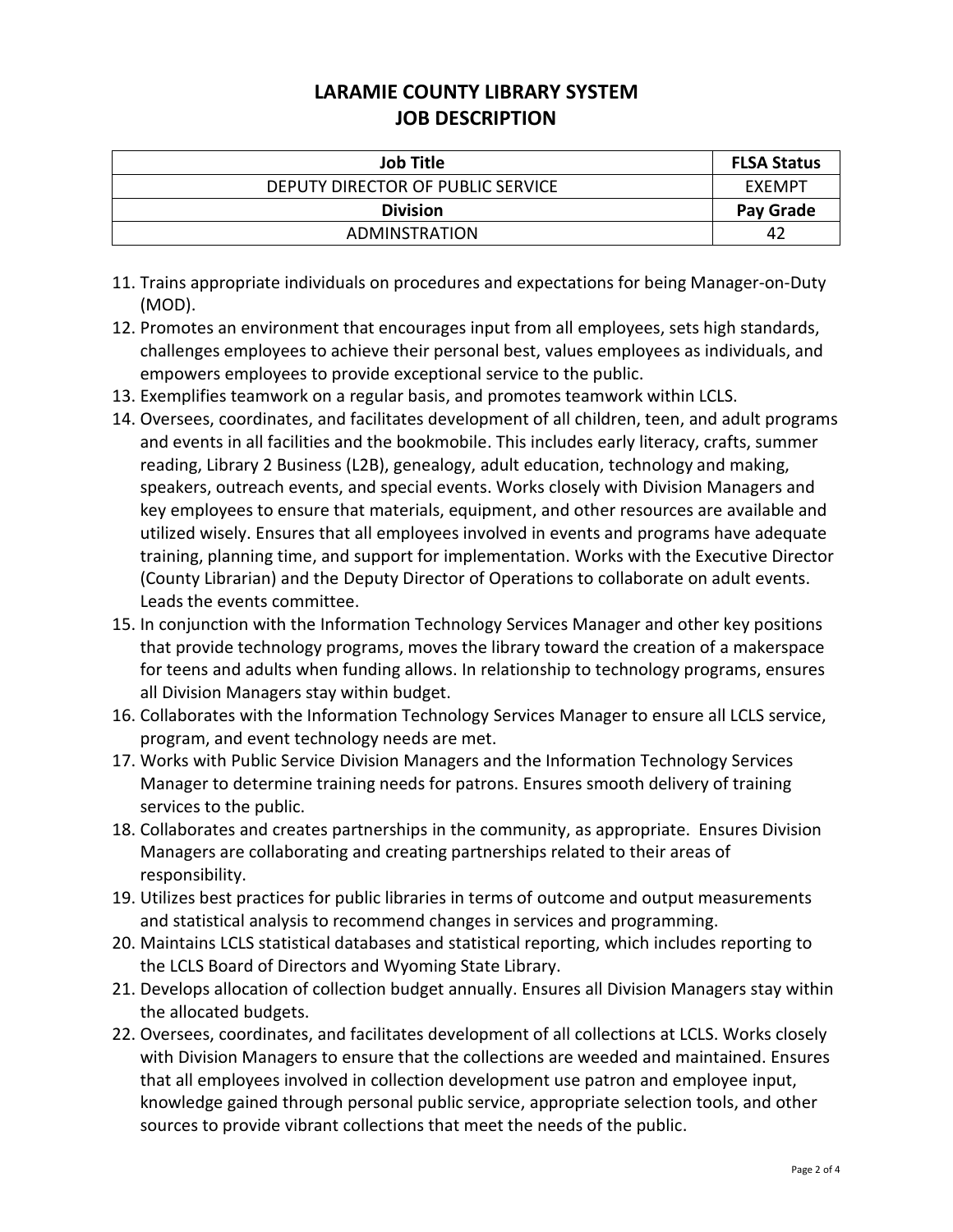# LARAMIE COUNTY LIBRARY SYSTEM
# JOB DESCRIPTION

| Job Title | FLSA Status |
| --- | --- |
| DEPUTY DIRECTOR OF PUBLIC SERVICE | EXEMPT |
| **Division** | **Pay Grade** |
| ADMINSTRATION | 42 |

11. Trains appropriate individuals on procedures and expectations for being Manager-on-Duty (MOD).
12. Promotes an environment that encourages input from all employees, sets high standards, challenges employees to achieve their personal best, values employees as individuals, and empowers employees to provide exceptional service to the public.
13. Exemplifies teamwork on a regular basis, and promotes teamwork within LCLS.
14. Oversees, coordinates, and facilitates development of all children, teen, and adult programs and events in all facilities and the bookmobile. This includes early literacy, crafts, summer reading, Library 2 Business (L2B), genealogy, adult education, technology and making, speakers, outreach events, and special events. Works closely with Division Managers and key employees to ensure that materials, equipment, and other resources are available and utilized wisely. Ensures that all employees involved in events and programs have adequate training, planning time, and support for implementation. Works with the Executive Director (County Librarian) and the Deputy Director of Operations to collaborate on adult events. Leads the events committee.
15. In conjunction with the Information Technology Services Manager and other key positions that provide technology programs, moves the library toward the creation of a makerspace for teens and adults when funding allows. In relationship to technology programs, ensures all Division Managers stay within budget.
16. Collaborates with the Information Technology Services Manager to ensure all LCLS service, program, and event technology needs are met.
17. Works with Public Service Division Managers and the Information Technology Services Manager to determine training needs for patrons. Ensures smooth delivery of training services to the public.
18. Collaborates and creates partnerships in the community, as appropriate. Ensures Division Managers are collaborating and creating partnerships related to their areas of responsibility.
19. Utilizes best practices for public libraries in terms of outcome and output measurements and statistical analysis to recommend changes in services and programming.
20. Maintains LCLS statistical databases and statistical reporting, which includes reporting to the LCLS Board of Directors and Wyoming State Library.
21. Develops allocation of collection budget annually. Ensures all Division Managers stay within the allocated budgets.
22. Oversees, coordinates, and facilitates development of all collections at LCLS. Works closely with Division Managers to ensure that the collections are weeded and maintained. Ensures that all employees involved in collection development use patron and employee input, knowledge gained through personal public service, appropriate selection tools, and other sources to provide vibrant collections that meet the needs of the public.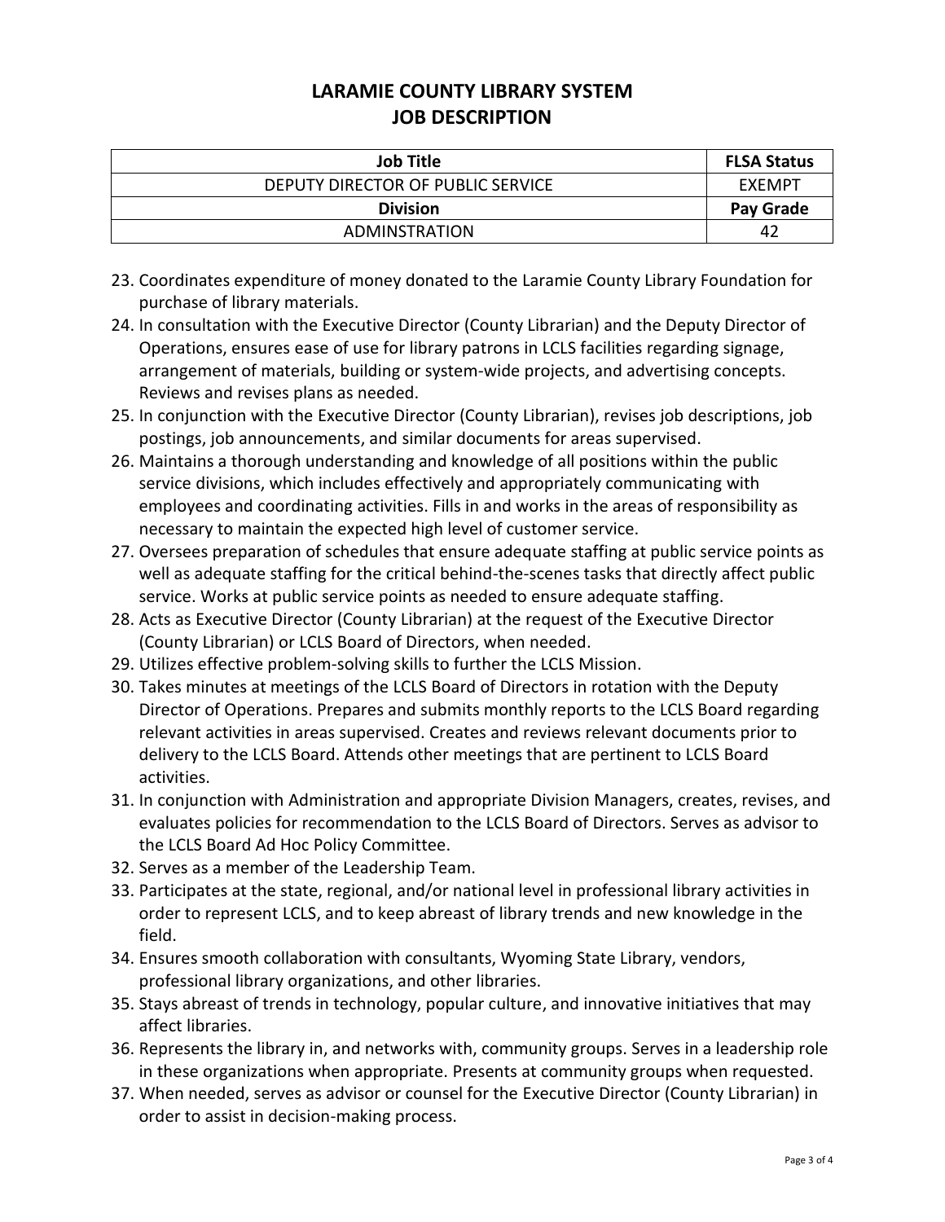# LARAMIE COUNTY LIBRARY SYSTEM
# JOB DESCRIPTION

| Job Title | FLSA Status |
| --- | --- |
| DEPUTY DIRECTOR OF PUBLIC SERVICE | EXEMPT |
| **Division** | **Pay Grade** |
| ADMINSTRATION | 42 |

23. Coordinates expenditure of money donated to the Laramie County Library Foundation for purchase of library materials.
24. In consultation with the Executive Director (County Librarian) and the Deputy Director of Operations, ensures ease of use for library patrons in LCLS facilities regarding signage, arrangement of materials, building or system-wide projects, and advertising concepts. Reviews and revises plans as needed.
25. In conjunction with the Executive Director (County Librarian), revises job descriptions, job postings, job announcements, and similar documents for areas supervised.
26. Maintains a thorough understanding and knowledge of all positions within the public service divisions, which includes effectively and appropriately communicating with employees and coordinating activities. Fills in and works in the areas of responsibility as necessary to maintain the expected high level of customer service.
27. Oversees preparation of schedules that ensure adequate staffing at public service points as well as adequate staffing for the critical behind-the-scenes tasks that directly affect public service. Works at public service points as needed to ensure adequate staffing.
28. Acts as Executive Director (County Librarian) at the request of the Executive Director (County Librarian) or LCLS Board of Directors, when needed.
29. Utilizes effective problem-solving skills to further the LCLS Mission.
30. Takes minutes at meetings of the LCLS Board of Directors in rotation with the Deputy Director of Operations. Prepares and submits monthly reports to the LCLS Board regarding relevant activities in areas supervised. Creates and reviews relevant documents prior to delivery to the LCLS Board. Attends other meetings that are pertinent to LCLS Board activities.
31. In conjunction with Administration and appropriate Division Managers, creates, revises, and evaluates policies for recommendation to the LCLS Board of Directors. Serves as advisor to the LCLS Board Ad Hoc Policy Committee.
32. Serves as a member of the Leadership Team.
33. Participates at the state, regional, and/or national level in professional library activities in order to represent LCLS, and to keep abreast of library trends and new knowledge in the field.
34. Ensures smooth collaboration with consultants, Wyoming State Library, vendors, professional library organizations, and other libraries.
35. Stays abreast of trends in technology, popular culture, and innovative initiatives that may affect libraries.
36. Represents the library in, and networks with, community groups. Serves in a leadership role in these organizations when appropriate. Presents at community groups when requested.
37. When needed, serves as advisor or counsel for the Executive Director (County Librarian) in order to assist in decision-making process.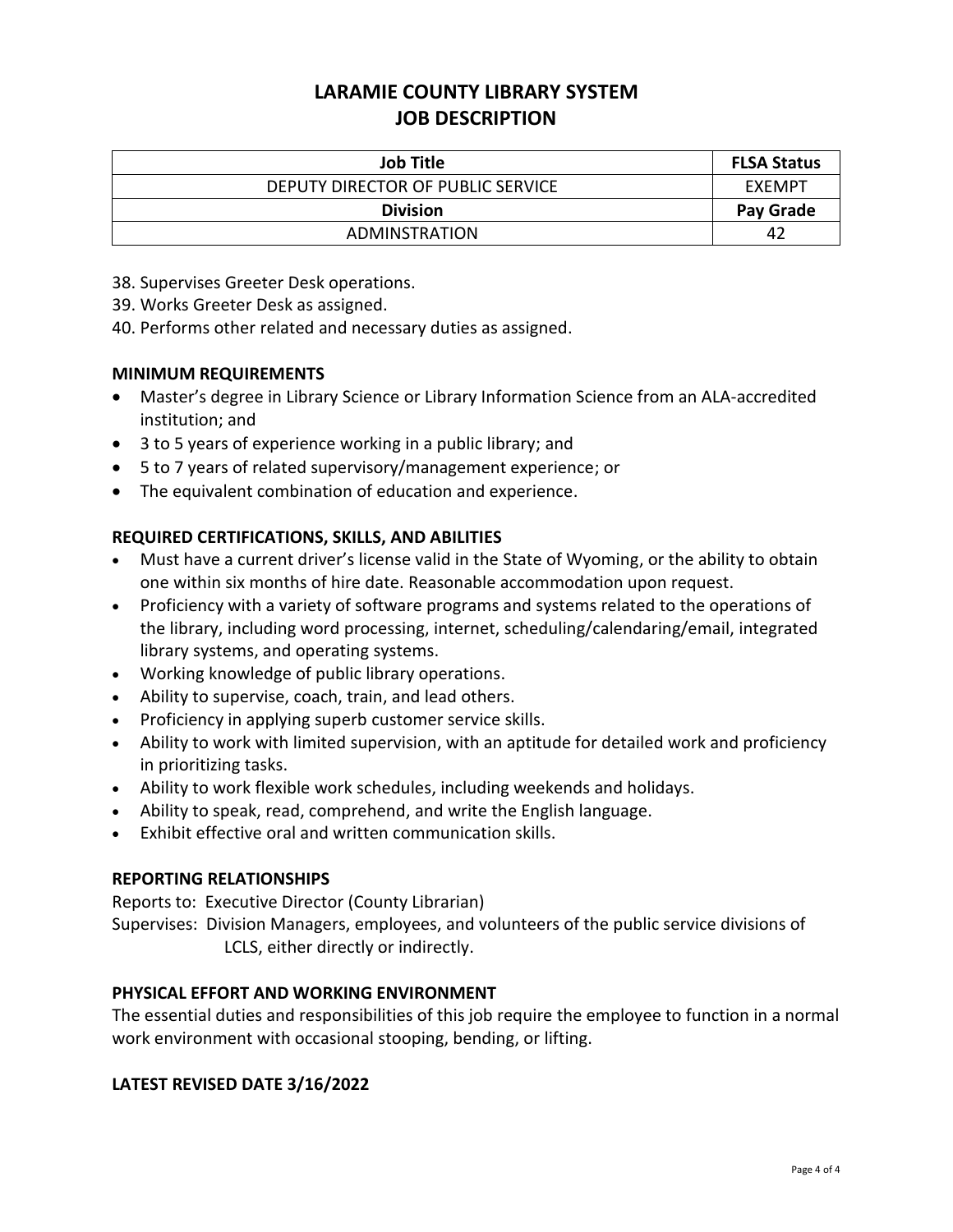# LARAMIE COUNTY LIBRARY SYSTEM
# JOB DESCRIPTION

| Job Title | FLSA Status |
|---|---|
| DEPUTY DIRECTOR OF PUBLIC SERVICE | EXEMPT |
| **Division** | **Pay Grade** |
| ADMINSTRATION | 42 |

38. Supervises Greeter Desk operations.
39. Works Greeter Desk as assigned.
40. Performs other related and necessary duties as assigned.

**MINIMUM REQUIREMENTS**

- Master's degree in Library Science or Library Information Science from an ALA-accredited institution; and
- 3 to 5 years of experience working in a public library; and
- 5 to 7 years of related supervisory/management experience; or
- The equivalent combination of education and experience.

**REQUIRED CERTIFICATIONS, SKILLS, AND ABILITIES**

- Must have a current driver's license valid in the State of Wyoming, or the ability to obtain one within six months of hire date. Reasonable accommodation upon request.
- Proficiency with a variety of software programs and systems related to the operations of the library, including word processing, internet, scheduling/calendaring/email, integrated library systems, and operating systems.
- Working knowledge of public library operations.
- Ability to supervise, coach, train, and lead others.
- Proficiency in applying superb customer service skills.
- Ability to work with limited supervision, with an aptitude for detailed work and proficiency in prioritizing tasks.
- Ability to work flexible work schedules, including weekends and holidays.
- Ability to speak, read, comprehend, and write the English language.
- Exhibit effective oral and written communication skills.

**REPORTING RELATIONSHIPS**

Reports to: Executive Director (County Librarian)

Supervises: Division Managers, employees, and volunteers of the public service divisions of LCLS, either directly or indirectly.

**PHYSICAL EFFORT AND WORKING ENVIRONMENT**

The essential duties and responsibilities of this job require the employee to function in a normal work environment with occasional stooping, bending, or lifting.

**LATEST REVISED DATE 3/16/2022**